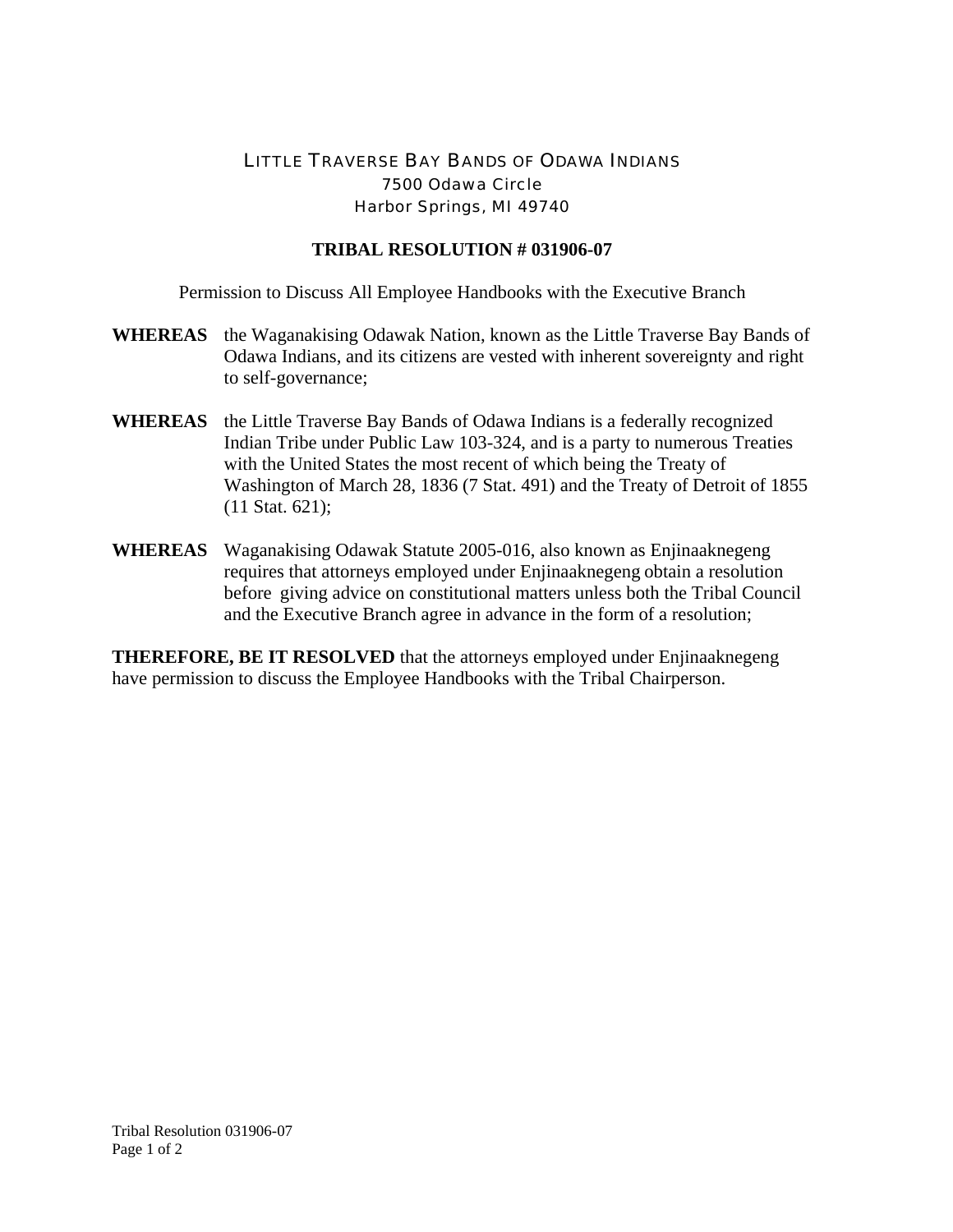LITTLE TRAVERSE BAY BANDS OF ODAWA INDIANS
7500 Odawa Circle
Harbor Springs, MI 49740

**TRIBAL RESOLUTION # 031906-07**

Permission to Discuss All Employee Handbooks with the Executive Branch

**WHEREAS** the Waganakising Odawak Nation, known as the Little Traverse Bay Bands of Odawa Indians, and its citizens are vested with inherent sovereignty and right to self-governance;

**WHEREAS** the Little Traverse Bay Bands of Odawa Indians is a federally recognized Indian Tribe under Public Law 103-324, and is a party to numerous Treaties with the United States the most recent of which being the Treaty of Washington of March 28, 1836 (7 Stat. 491) and the Treaty of Detroit of 1855 (11 Stat. 621);

**WHEREAS** Waganakising Odawak Statute 2005-016, also known as Enjinaaknegeng requires that attorneys employed under Enjinaaknegeng obtain a resolution before giving advice on constitutional matters unless both the Tribal Council and the Executive Branch agree in advance in the form of a resolution;

**THEREFORE, BE IT RESOLVED** that the attorneys employed under Enjinaaknegeng have permission to discuss the Employee Handbooks with the Tribal Chairperson.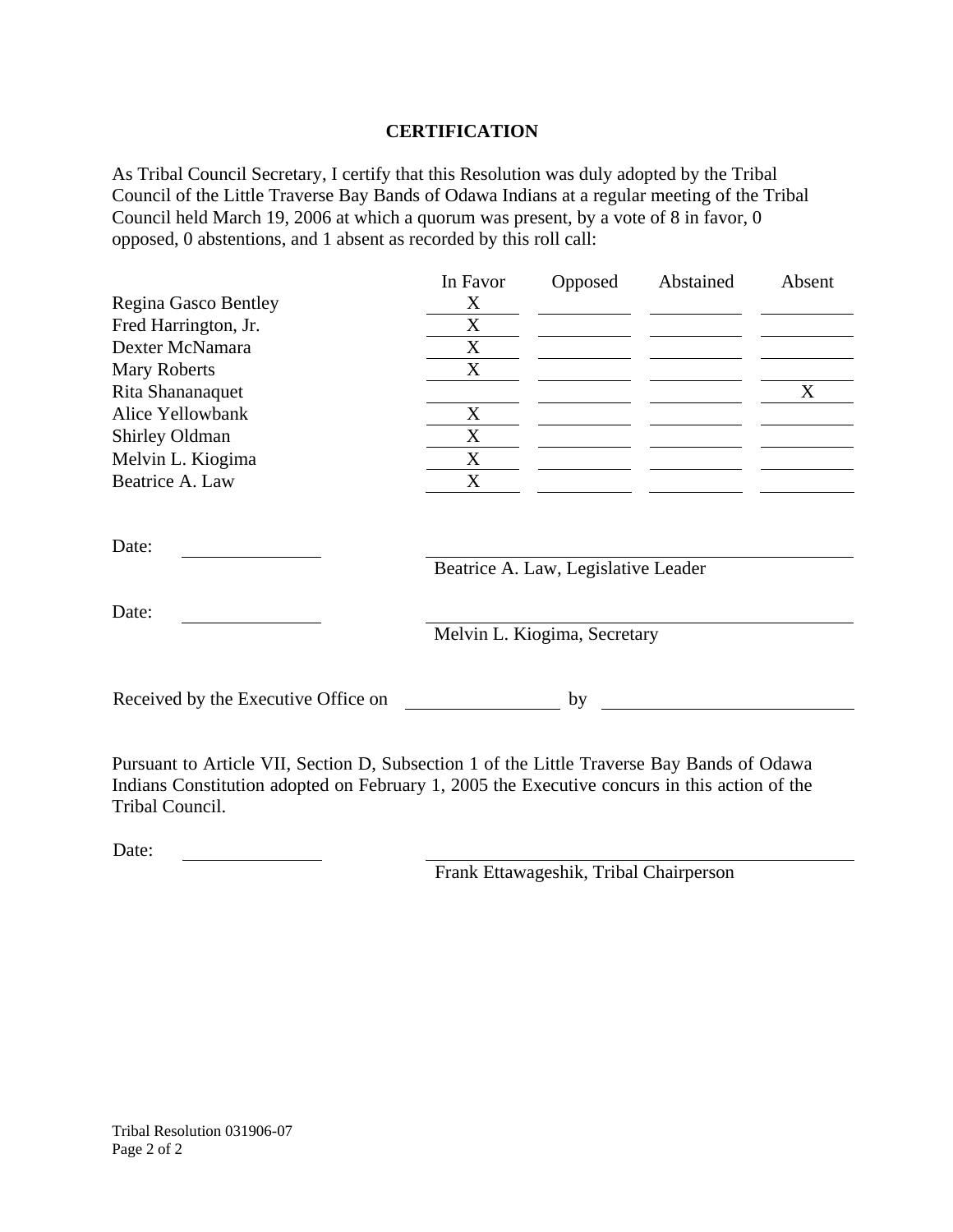# CERTIFICATION

As Tribal Council Secretary, I certify that this Resolution was duly adopted by the Tribal Council of the Little Traverse Bay Bands of Odawa Indians at a regular meeting of the Tribal Council held March 19, 2006 at which a quorum was present, by a vote of 8 in favor, 0 opposed, 0 abstentions, and 1 absent as recorded by this roll call:

| | In Favor | Opposed | Abstained | Absent |
|---|---|---|---|---|
| Regina Gasco Bentley | X | | | |
| Fred Harrington, Jr. | X | | | |
| Dexter McNamara | X | | | |
| Mary Roberts | X | | | |
| Rita Shananaquet | | | | X |
| Alice Yellowbank | X | | | |
| Shirley Oldman | X | | | |
| Melvin L. Kiogima | X | | | |
| Beatrice A. Law | X | | | |

Date: ______________ ______________________________
Beatrice A. Law, Legislative Leader

Date: ______________ ______________________________
Melvin L. Kiogima, Secretary

Received by the Executive Office on ______________ by ______________________

Pursuant to Article VII, Section D, Subsection 1 of the Little Traverse Bay Bands of Odawa Indians Constitution adopted on February 1, 2005 the Executive concurs in this action of the Tribal Council.

Date: ______________ ______________________________
Frank Ettawageshik, Tribal Chairperson

Tribal Resolution 031906-07